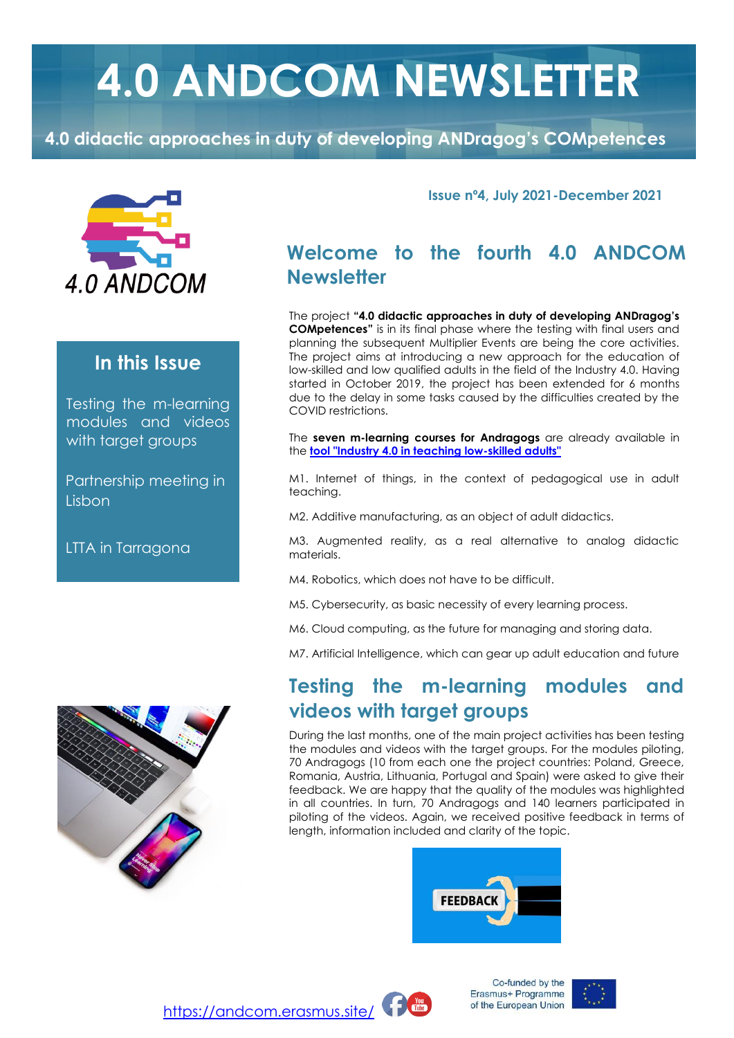# 4.0 ANDCOM NEWSLETTER

**4.0 didactic approaches in duty of developing ANDragog's COMpetences**

4.0 ANDCOM

**Issue nº4, July 2021-December 2021**

## In this Issue

Testing the m-learning modules and videos with target groups

Partnership meeting in Lisbon

LTTA in Tarragona

## Welcome to the fourth 4.0 ANDCOM Newsletter

The project **"4.0 didactic approaches in duty of developing ANDragog's COMpetences"** is in its final phase where the testing with final users and planning the subsequent Multiplier Events are being the core activities. The project aims at introducing a new approach for the education of low-skilled and low qualified adults in the field of the Industry 4.0. Having started in October 2019, the project has been extended for 6 months due to the delay in some tasks caused by the difficulties created by the COVID restrictions.

The **seven m-learning courses for Andragogs** are already available in the tool "Industry 4.0 in teaching low-skilled adults"

M1. Internet of things, in the context of pedagogical use in adult teaching.

M2. Additive manufacturing, as an object of adult didactics.

M3. Augmented reality, as a real alternative to analog didactic materials.

M4. Robotics, which does not have to be difficult.

M5. Cybersecurity, as basic necessity of every learning process.

M6. Cloud computing, as the future for managing and storing data.

M7. Artificial Intelligence, which can gear up adult education and future

## Testing the m-learning modules and videos with target groups

During the last months, one of the main project activities has been testing the modules and videos with the target groups. For the modules piloting, 70 Andragogs (10 from each one the project countries: Poland, Greece, Romania, Austria, Lithuania, Portugal and Spain) were asked to give their feedback. We are happy that the quality of the modules was highlighted in all countries. In turn, 70 Andragogs and 140 learners participated in piloting of the videos. Again, we received positive feedback in terms of length, information included and clarity of the topic.

https://andcom.erasmus.site/

Co-funded by the Erasmus+ Programme of the European Union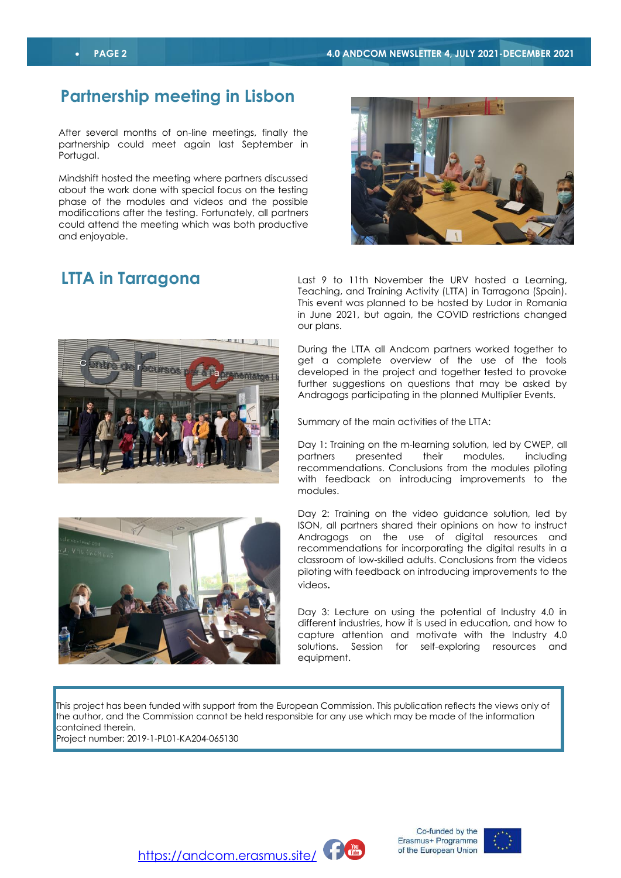## Partnership meeting in Lisbon

After several months of on-line meetings, finally the partnership could meet again last September in Portugal.

Mindshift hosted the meeting where partners discussed about the work done with special focus on the testing phase of the modules and videos and the possible modifications after the testing. Fortunately, all partners could attend the meeting which was both productive and enjoyable.

## LTTA in Tarragona

Last 9 to 11th November the URV hosted a Learning, Teaching, and Training Activity (LTTA) in Tarragona (Spain). This event was planned to be hosted by Ludor in Romania in June 2021, but again, the COVID restrictions changed our plans.

During the LTTA all Andcom partners worked together to get a complete overview of the use of the tools developed in the project and together tested to provoke further suggestions on questions that may be asked by Andragogs participating in the planned Multiplier Events.

Summary of the main activities of the LTTA:

Day 1: Training on the m-learning solution, led by CWEP, all partners presented their modules, including recommendations. Conclusions from the modules piloting with feedback on introducing improvements to the modules.

Day 2: Training on the video guidance solution, led by ISON, all partners shared their opinions on how to instruct Andragogs on the use of digital resources and recommendations for incorporating the digital results in a classroom of low-skilled adults. Conclusions from the videos piloting with feedback on introducing improvements to the videos.

Day 3: Lecture on using the potential of Industry 4.0 in different industries, how it is used in education, and how to capture attention and motivate with the Industry 4.0 solutions. Session for self-exploring resources and equipment.

This project has been funded with support from the European Commission. This publication reflects the views only of the author, and the Commission cannot be held responsible for any use which may be made of the information contained therein.
Project number: 2019-1-PL01-KA204-065130

https://andcom.erasmus.site/

Co-funded by the Erasmus+ Programme of the European Union